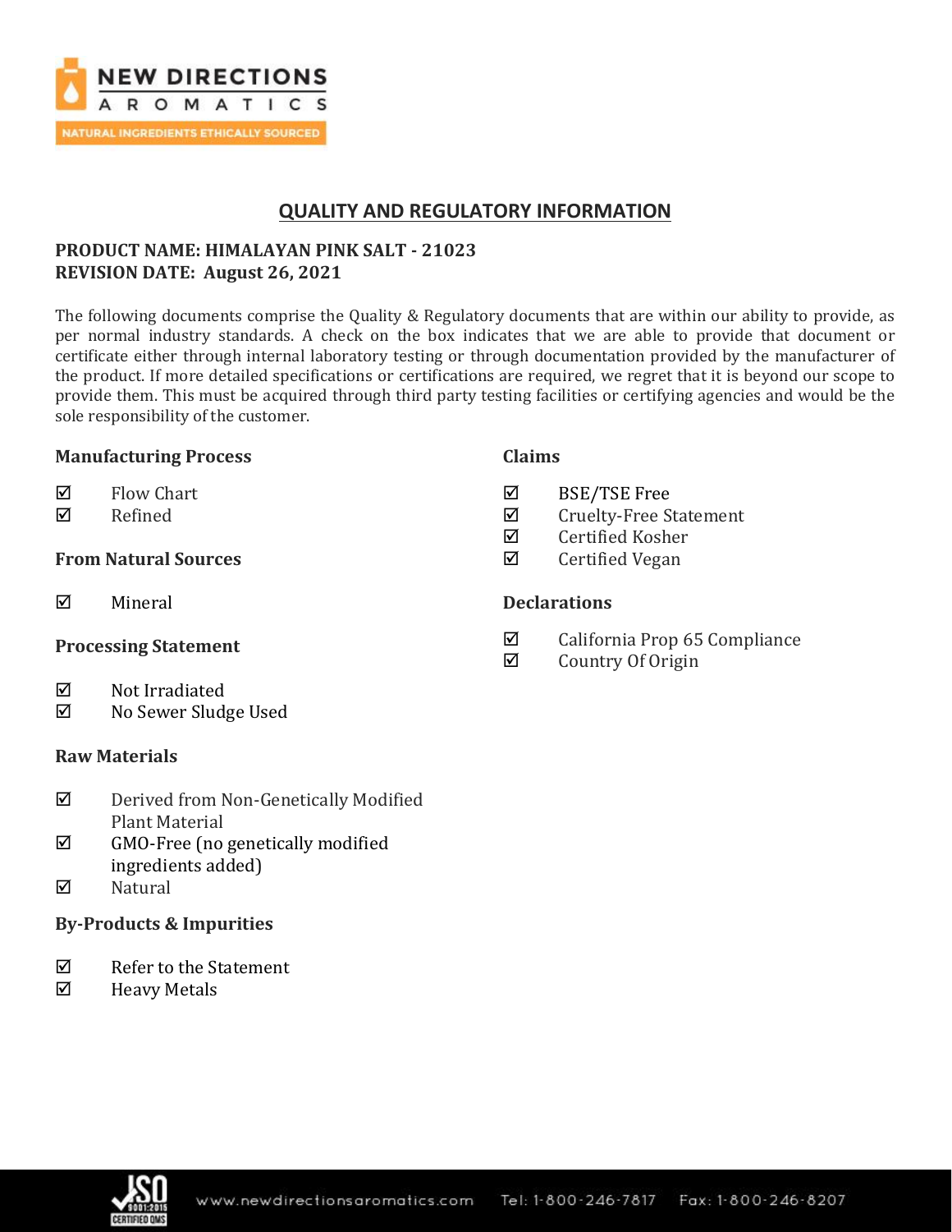NEW DIRECTIONS AROMATICS
NATURAL INGREDIENTS ETHICALLY SOURCED

# QUALITY AND REGULATORY INFORMATION

**PRODUCT NAME: HIMALAYAN PINK SALT - 21023**
**REVISION DATE: August 26, 2021**

The following documents comprise the Quality & Regulatory documents that are within our ability to provide, as per normal industry standards. A check on the box indicates that we are able to provide that document or certificate either through internal laboratory testing or through documentation provided by the manufacturer of the product. If more detailed specifications or certifications are required, we regret that it is beyond our scope to provide them. This must be acquired through third party testing facilities or certifying agencies and would be the sole responsibility of the customer.

### Manufacturing Process

- ☑ Flow Chart
- ☑ Refined

### From Natural Sources

- ☑ Mineral

### Processing Statement

- ☑ Not Irradiated
- ☑ No Sewer Sludge Used

### Raw Materials

- ☑ Derived from Non-Genetically Modified Plant Material
- ☑ GMO-Free (no genetically modified ingredients added)
- ☑ Natural

### By-Products & Impurities

- ☑ Refer to the Statement
- ☑ Heavy Metals

### Claims

- ☑ BSE/TSE Free
- ☑ Cruelty-Free Statement
- ☑ Certified Kosher
- ☑ Certified Vegan

### Declarations

- ☑ California Prop 65 Compliance
- ☑ Country Of Origin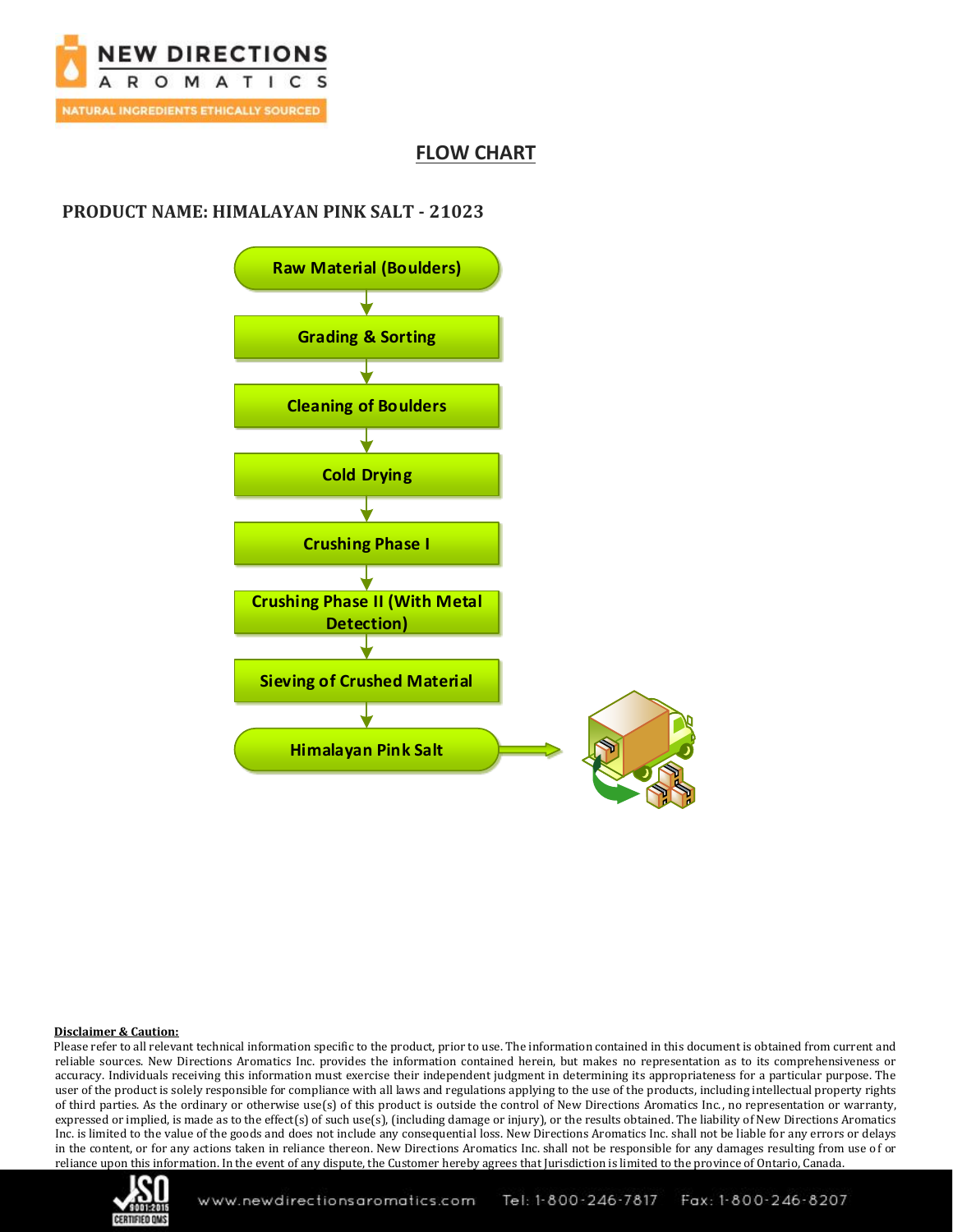## FLOW CHART

**PRODUCT NAME: HIMALAYAN PINK SALT - 21023**

Raw Material (Boulders)
↓
Grading & Sorting
↓
Cleaning of Boulders
↓
Cold Drying
↓
Crushing Phase I
↓
Crushing Phase II (With Metal Detection)
↓
Sieving of Crushed Material
↓
Himalayan Pink Salt

**Disclaimer & Caution:**

Please refer to all relevant technical information specific to the product, prior to use. The information contained in this document is obtained from current and reliable sources. New Directions Aromatics Inc. provides the information contained herein, but makes no representation as to its comprehensiveness or accuracy. Individuals receiving this information must exercise their independent judgment in determining its appropriateness for a particular purpose. The user of the product is solely responsible for compliance with all laws and regulations applying to the use of the products, including intellectual property rights of third parties. As the ordinary or otherwise use(s) of this product is outside the control of New Directions Aromatics Inc., no representation or warranty, expressed or implied, is made as to the effect(s) of such use(s), (including damage or injury), or the results obtained. The liability of New Directions Aromatics Inc. is limited to the value of the goods and does not include any consequential loss. New Directions Aromatics Inc. shall not be liable for any errors or delays in the content, or for any actions taken in reliance thereon. New Directions Aromatics Inc. shall not be responsible for any damages resulting from use of or reliance upon this information. In the event of any dispute, the Customer hereby agrees that Jurisdiction is limited to the province of Ontario, Canada.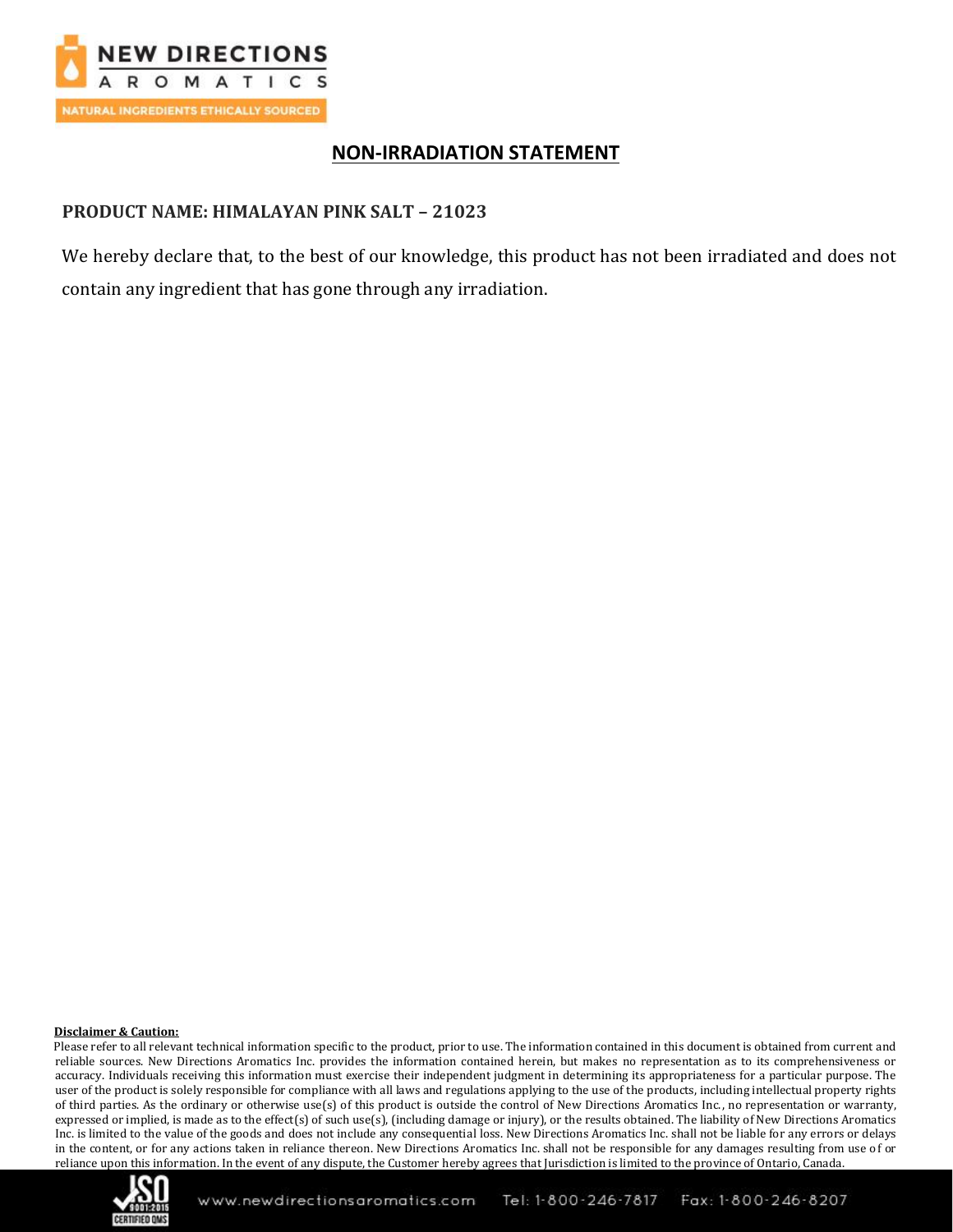## NON-IRRADIATION STATEMENT

**PRODUCT NAME: HIMALAYAN PINK SALT – 21023**

We hereby declare that, to the best of our knowledge, this product has not been irradiated and does not contain any ingredient that has gone through any irradiation.

**Disclaimer & Caution:**

Please refer to all relevant technical information specific to the product, prior to use. The information contained in this document is obtained from current and reliable sources. New Directions Aromatics Inc. provides the information contained herein, but makes no representation as to its comprehensiveness or accuracy. Individuals receiving this information must exercise their independent judgment in determining its appropriateness for a particular purpose. The user of the product is solely responsible for compliance with all laws and regulations applying to the use of the products, including intellectual property rights of third parties. As the ordinary or otherwise use(s) of this product is outside the control of New Directions Aromatics Inc., no representation or warranty, expressed or implied, is made as to the effect(s) of such use(s), (including damage or injury), or the results obtained. The liability of New Directions Aromatics Inc. is limited to the value of the goods and does not include any consequential loss. New Directions Aromatics Inc. shall not be liable for any errors or delays in the content, or for any actions taken in reliance thereon. New Directions Aromatics Inc. shall not be responsible for any damages resulting from use of or reliance upon this information. In the event of any dispute, the Customer hereby agrees that Jurisdiction is limited to the province of Ontario, Canada.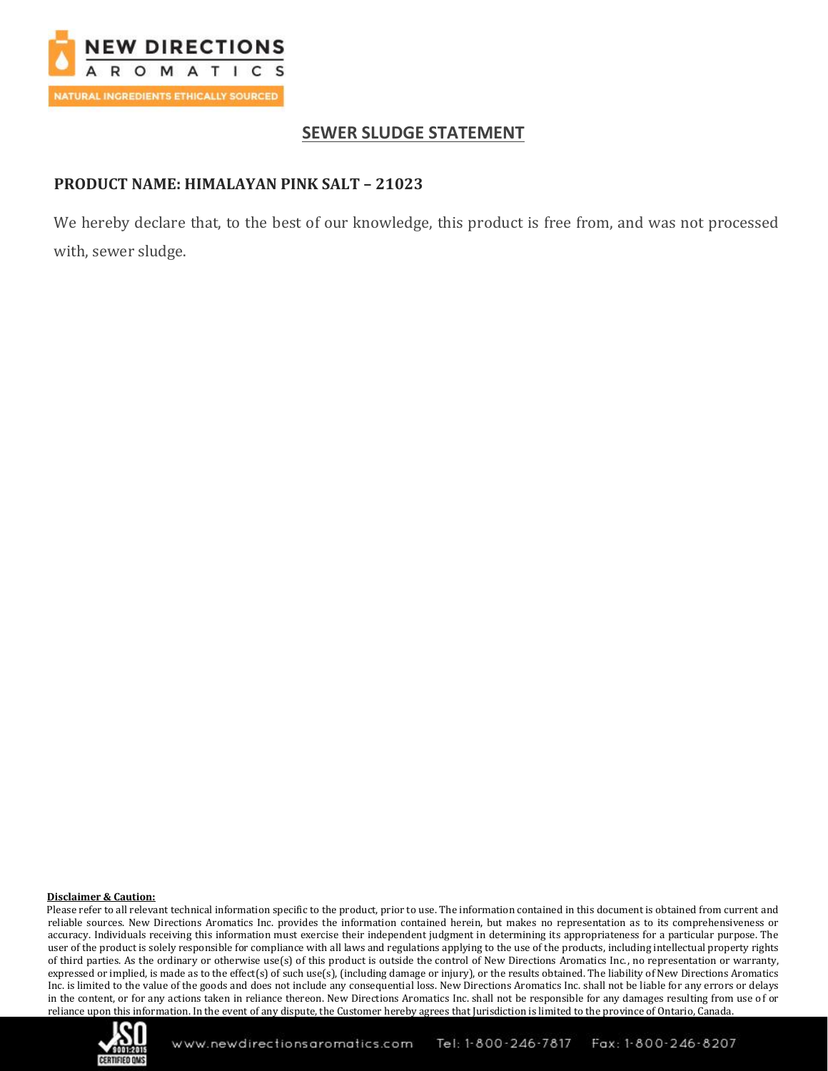## SEWER SLUDGE STATEMENT

**PRODUCT NAME: HIMALAYAN PINK SALT – 21023**

We hereby declare that, to the best of our knowledge, this product is free from, and was not processed with, sewer sludge.

**Disclaimer & Caution:**

Please refer to all relevant technical information specific to the product, prior to use. The information contained in this document is obtained from current and reliable sources. New Directions Aromatics Inc. provides the information contained herein, but makes no representation as to its comprehensiveness or accuracy. Individuals receiving this information must exercise their independent judgment in determining its appropriateness for a particular purpose. The user of the product is solely responsible for compliance with all laws and regulations applying to the use of the products, including intellectual property rights of third parties. As the ordinary or otherwise use(s) of this product is outside the control of New Directions Aromatics Inc., no representation or warranty, expressed or implied, is made as to the effect(s) of such use(s), (including damage or injury), or the results obtained. The liability of New Directions Aromatics Inc. is limited to the value of the goods and does not include any consequential loss. New Directions Aromatics Inc. shall not be liable for any errors or delays in the content, or for any actions taken in reliance thereon. New Directions Aromatics Inc. shall not be responsible for any damages resulting from use of or reliance upon this information. In the event of any dispute, the Customer hereby agrees that Jurisdiction is limited to the province of Ontario, Canada.

www.newdirectionsaromatics.com Tel: 1-800-246-7817 Fax: 1-800-246-8207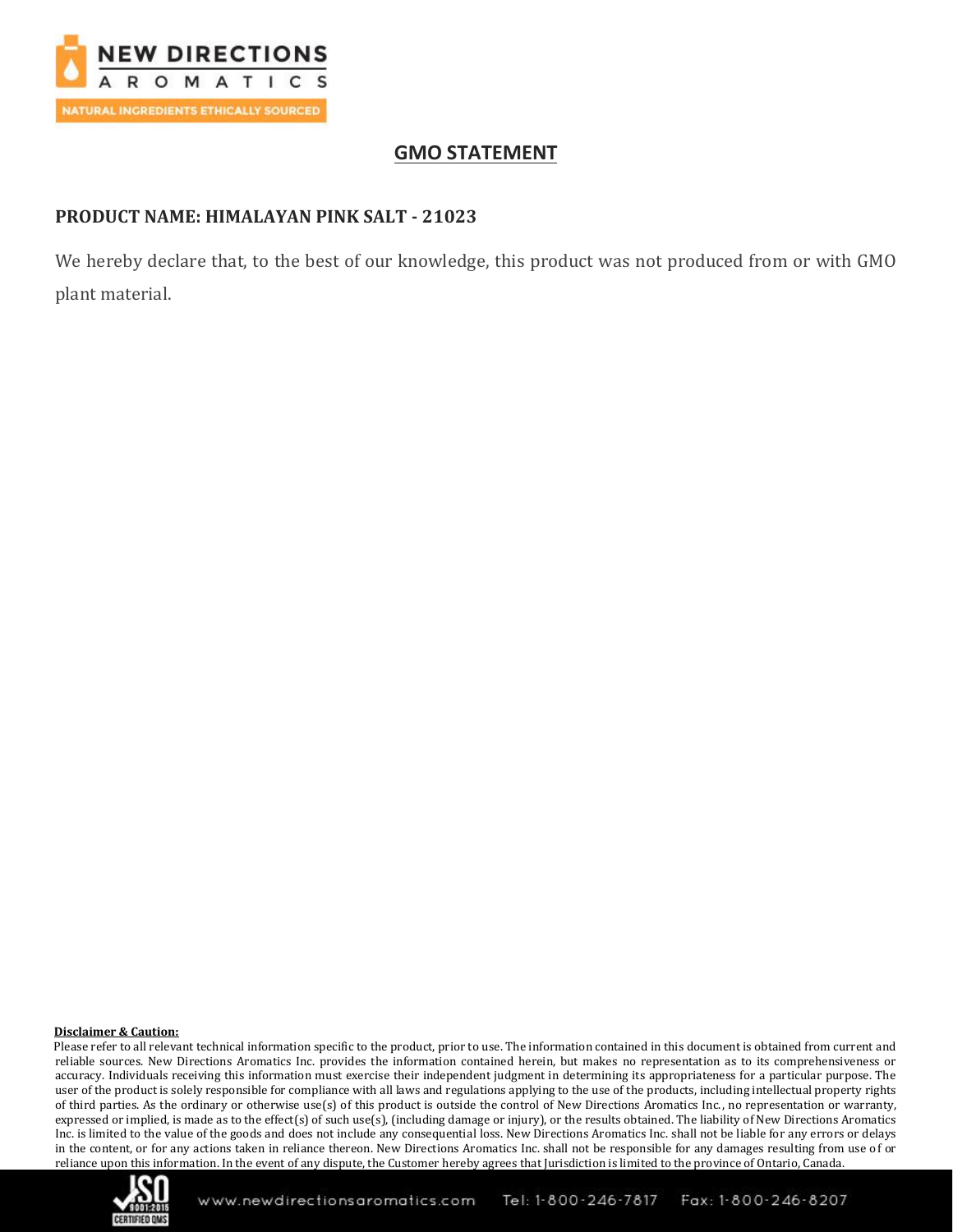## GMO STATEMENT

**PRODUCT NAME: HIMALAYAN PINK SALT - 21023**

We hereby declare that, to the best of our knowledge, this product was not produced from or with GMO plant material.

**Disclaimer & Caution:**

Please refer to all relevant technical information specific to the product, prior to use. The information contained in this document is obtained from current and reliable sources. New Directions Aromatics Inc. provides the information contained herein, but makes no representation as to its comprehensiveness or accuracy. Individuals receiving this information must exercise their independent judgment in determining its appropriateness for a particular purpose. The user of the product is solely responsible for compliance with all laws and regulations applying to the use of the products, including intellectual property rights of third parties. As the ordinary or otherwise use(s) of this product is outside the control of New Directions Aromatics Inc., no representation or warranty, expressed or implied, is made as to the effect(s) of such use(s), (including damage or injury), or the results obtained. The liability of New Directions Aromatics Inc. is limited to the value of the goods and does not include any consequential loss. New Directions Aromatics Inc. shall not be liable for any errors or delays in the content, or for any actions taken in reliance thereon. New Directions Aromatics Inc. shall not be responsible for any damages resulting from use of or reliance upon this information. In the event of any dispute, the Customer hereby agrees that Jurisdiction is limited to the province of Ontario, Canada.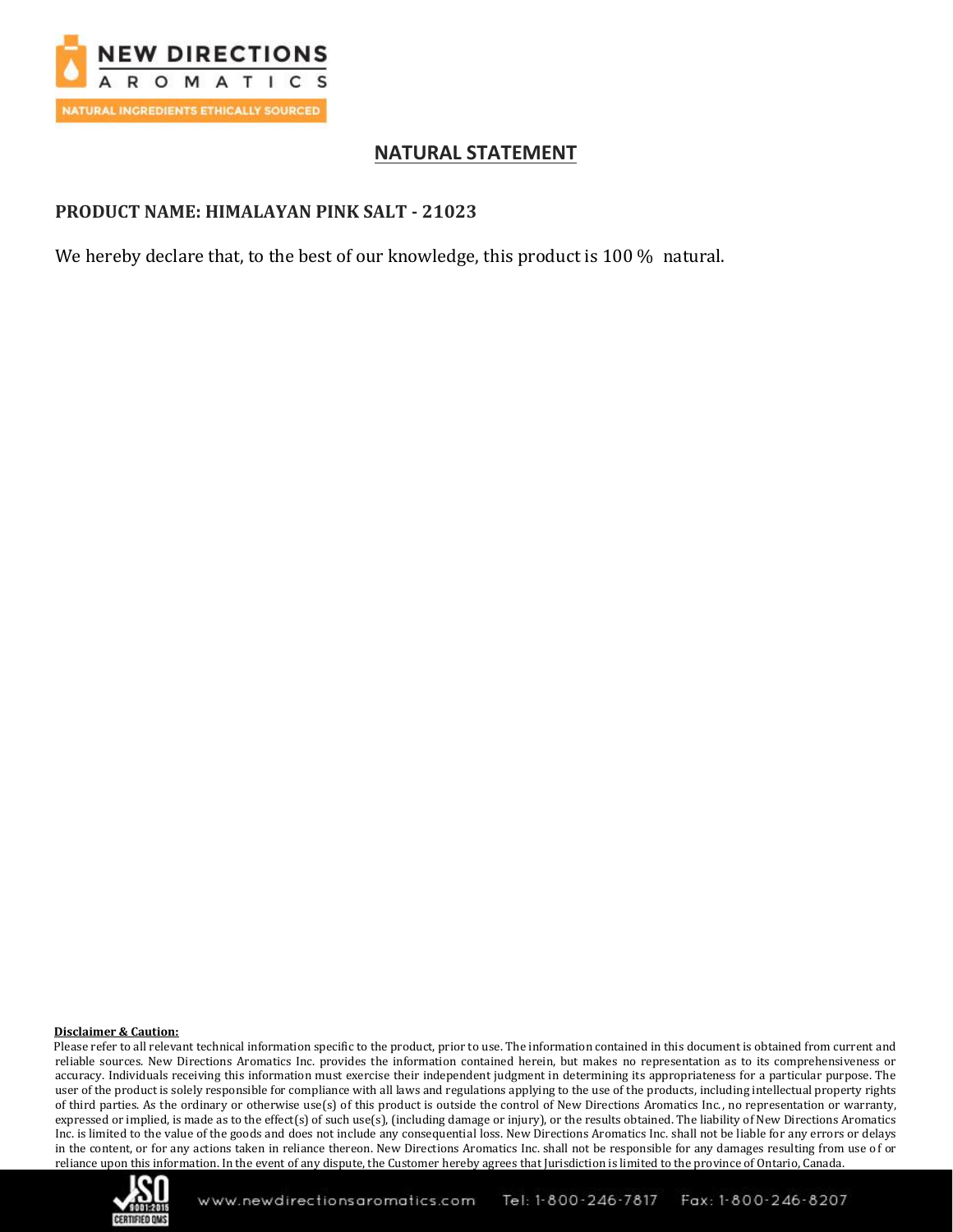# NATURAL STATEMENT

**PRODUCT NAME: HIMALAYAN PINK SALT - 21023**

We hereby declare that, to the best of our knowledge, this product is 100 % natural.

**Disclaimer & Caution:**

Please refer to all relevant technical information specific to the product, prior to use. The information contained in this document is obtained from current and reliable sources. New Directions Aromatics Inc. provides the information contained herein, but makes no representation as to its comprehensiveness or accuracy. Individuals receiving this information must exercise their independent judgment in determining its appropriateness for a particular purpose. The user of the product is solely responsible for compliance with all laws and regulations applying to the use of the products, including intellectual property rights of third parties. As the ordinary or otherwise use(s) of this product is outside the control of New Directions Aromatics Inc., no representation or warranty, expressed or implied, is made as to the effect(s) of such use(s), (including damage or injury), or the results obtained. The liability of New Directions Aromatics Inc. is limited to the value of the goods and does not include any consequential loss. New Directions Aromatics Inc. shall not be liable for any errors or delays in the content, or for any actions taken in reliance thereon. New Directions Aromatics Inc. shall not be responsible for any damages resulting from use of or reliance upon this information. In the event of any dispute, the Customer hereby agrees that Jurisdiction is limited to the province of Ontario, Canada.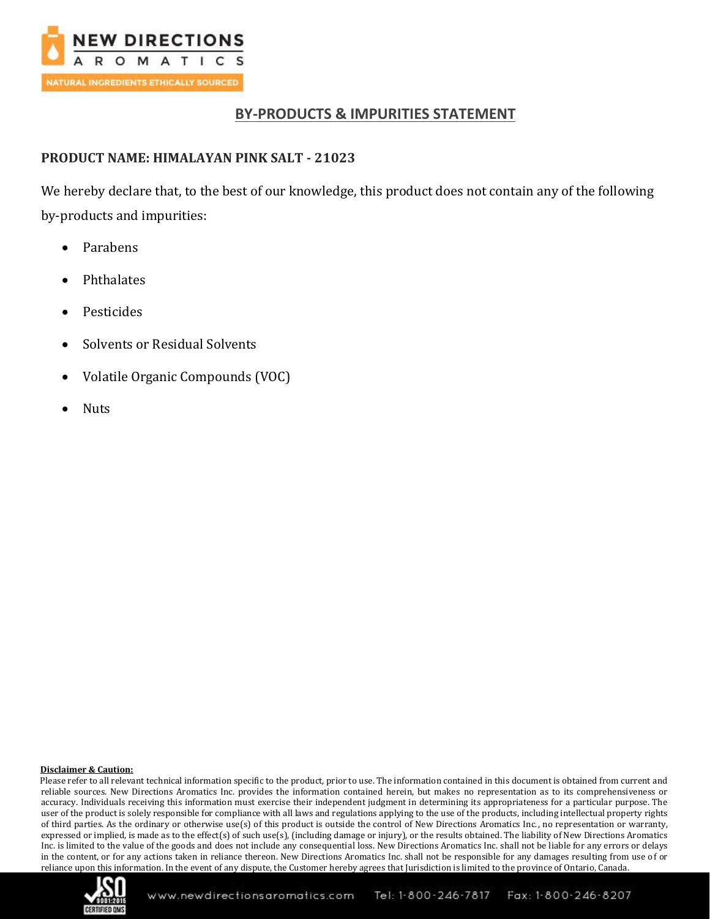# BY-PRODUCTS & IMPURITIES STATEMENT

**PRODUCT NAME: HIMALAYAN PINK SALT - 21023**

We hereby declare that, to the best of our knowledge, this product does not contain any of the following by-products and impurities:

- Parabens
- Phthalates
- Pesticides
- Solvents or Residual Solvents
- Volatile Organic Compounds (VOC)
- Nuts

**Disclaimer & Caution:**

Please refer to all relevant technical information specific to the product, prior to use. The information contained in this document is obtained from current and reliable sources. New Directions Aromatics Inc. provides the information contained herein, but makes no representation as to its comprehensiveness or accuracy. Individuals receiving this information must exercise their independent judgment in determining its appropriateness for a particular purpose. The user of the product is solely responsible for compliance with all laws and regulations applying to the use of the products, including intellectual property rights of third parties. As the ordinary or otherwise use(s) of this product is outside the control of New Directions Aromatics Inc., no representation or warranty, expressed or implied, is made as to the effect(s) of such use(s), (including damage or injury), or the results obtained. The liability of New Directions Aromatics Inc. is limited to the value of the goods and does not include any consequential loss. New Directions Aromatics Inc. shall not be liable for any errors or delays in the content, or for any actions taken in reliance thereon. New Directions Aromatics Inc. shall not be responsible for any damages resulting from use of or reliance upon this information. In the event of any dispute, the Customer hereby agrees that Jurisdiction is limited to the province of Ontario, Canada.

www.newdirectionsaromatics.com Tel: 1-800-246-7817 Fax: 1-800-246-8207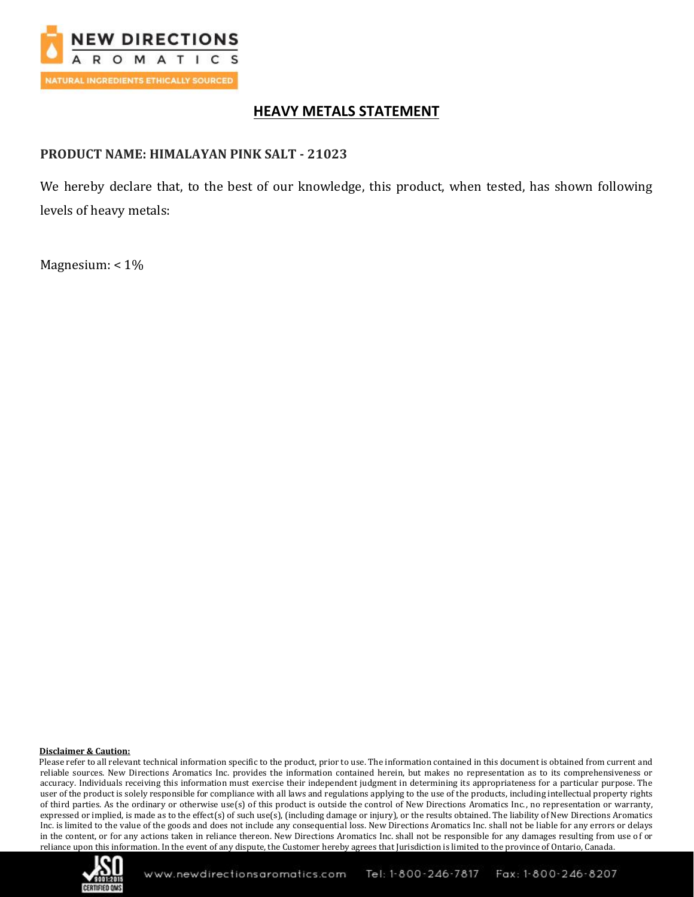# HEAVY METALS STATEMENT

**PRODUCT NAME: HIMALAYAN PINK SALT - 21023**

We hereby declare that, to the best of our knowledge, this product, when tested, has shown following levels of heavy metals:

Magnesium: < 1%

**Disclaimer & Caution:**

Please refer to all relevant technical information specific to the product, prior to use. The information contained in this document is obtained from current and reliable sources. New Directions Aromatics Inc. provides the information contained herein, but makes no representation as to its comprehensiveness or accuracy. Individuals receiving this information must exercise their independent judgment in determining its appropriateness for a particular purpose. The user of the product is solely responsible for compliance with all laws and regulations applying to the use of the products, including intellectual property rights of third parties. As the ordinary or otherwise use(s) of this product is outside the control of New Directions Aromatics Inc., no representation or warranty, expressed or implied, is made as to the effect(s) of such use(s), (including damage or injury), or the results obtained. The liability of New Directions Aromatics Inc. is limited to the value of the goods and does not include any consequential loss. New Directions Aromatics Inc. shall not be liable for any errors or delays in the content, or for any actions taken in reliance thereon. New Directions Aromatics Inc. shall not be responsible for any damages resulting from use of or reliance upon this information. In the event of any dispute, the Customer hereby agrees that Jurisdiction is limited to the province of Ontario, Canada.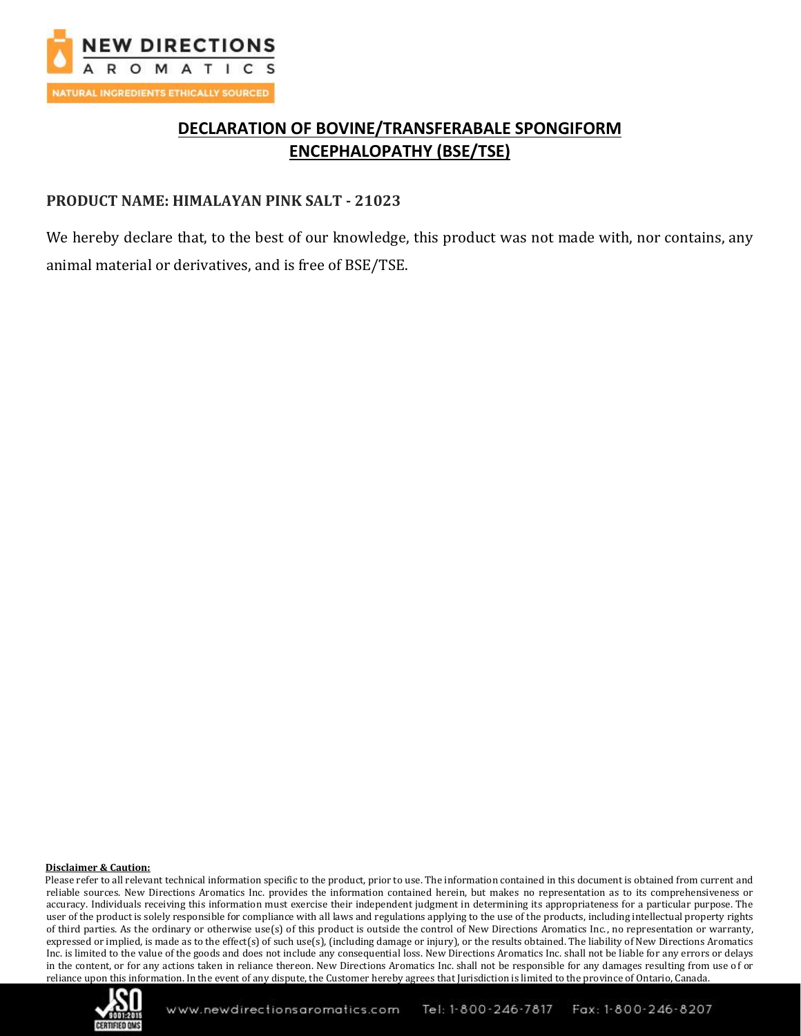## DECLARATION OF BOVINE/TRANSFERABALE SPONGIFORM ENCEPHALOPATHY (BSE/TSE)

**PRODUCT NAME: HIMALAYAN PINK SALT - 21023**

We hereby declare that, to the best of our knowledge, this product was not made with, nor contains, any animal material or derivatives, and is free of BSE/TSE.

**Disclaimer & Caution:**

Please refer to all relevant technical information specific to the product, prior to use. The information contained in this document is obtained from current and reliable sources. New Directions Aromatics Inc. provides the information contained herein, but makes no representation as to its comprehensiveness or accuracy. Individuals receiving this information must exercise their independent judgment in determining its appropriateness for a particular purpose. The user of the product is solely responsible for compliance with all laws and regulations applying to the use of the products, including intellectual property rights of third parties. As the ordinary or otherwise use(s) of this product is outside the control of New Directions Aromatics Inc., no representation or warranty, expressed or implied, is made as to the effect(s) of such use(s), (including damage or injury), or the results obtained. The liability of New Directions Aromatics Inc. is limited to the value of the goods and does not include any consequential loss. New Directions Aromatics Inc. shall not be liable for any errors or delays in the content, or for any actions taken in reliance thereon. New Directions Aromatics Inc. shall not be responsible for any damages resulting from use of or reliance upon this information. In the event of any dispute, the Customer hereby agrees that Jurisdiction is limited to the province of Ontario, Canada.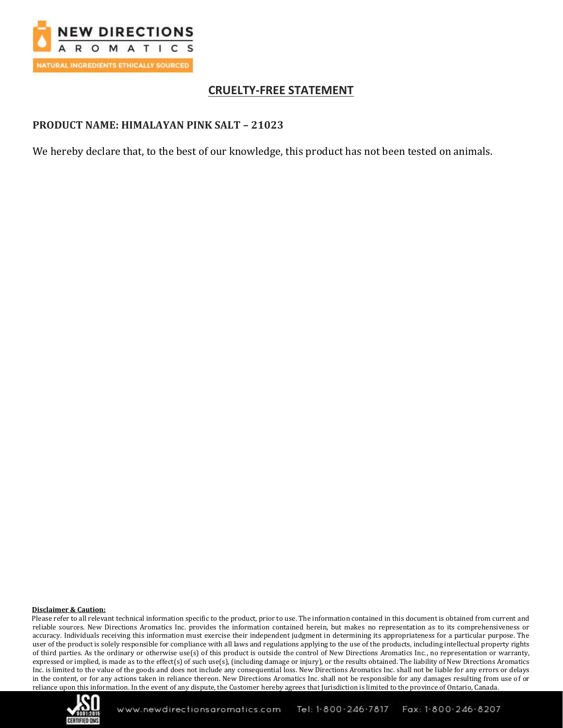## CRUELTY-FREE STATEMENT

**PRODUCT NAME: HIMALAYAN PINK SALT – 21023**

We hereby declare that, to the best of our knowledge, this product has not been tested on animals.

**Disclaimer & Caution:**

Please refer to all relevant technical information specific to the product, prior to use. The information contained in this document is obtained from current and reliable sources. New Directions Aromatics Inc. provides the information contained herein, but makes no representation as to its comprehensiveness or accuracy. Individuals receiving this information must exercise their independent judgment in determining its appropriateness for a particular purpose. The user of the product is solely responsible for compliance with all laws and regulations applying to the use of the products, including intellectual property rights of third parties. As the ordinary or otherwise use(s) of this product is outside the control of New Directions Aromatics Inc., no representation or warranty, expressed or implied, is made as to the effect(s) of such use(s), (including damage or injury), or the results obtained. The liability of New Directions Aromatics Inc. is limited to the value of the goods and does not include any consequential loss. New Directions Aromatics Inc. shall not be liable for any errors or delays in the content, or for any actions taken in reliance thereon. New Directions Aromatics Inc. shall not be responsible for any damages resulting from use of or reliance upon this information. In the event of any dispute, the Customer hereby agrees that Jurisdiction is limited to the province of Ontario, Canada.

www.newdirectionsaromatics.com Tel: 1-800-246-7817 Fax: 1-800-246-8207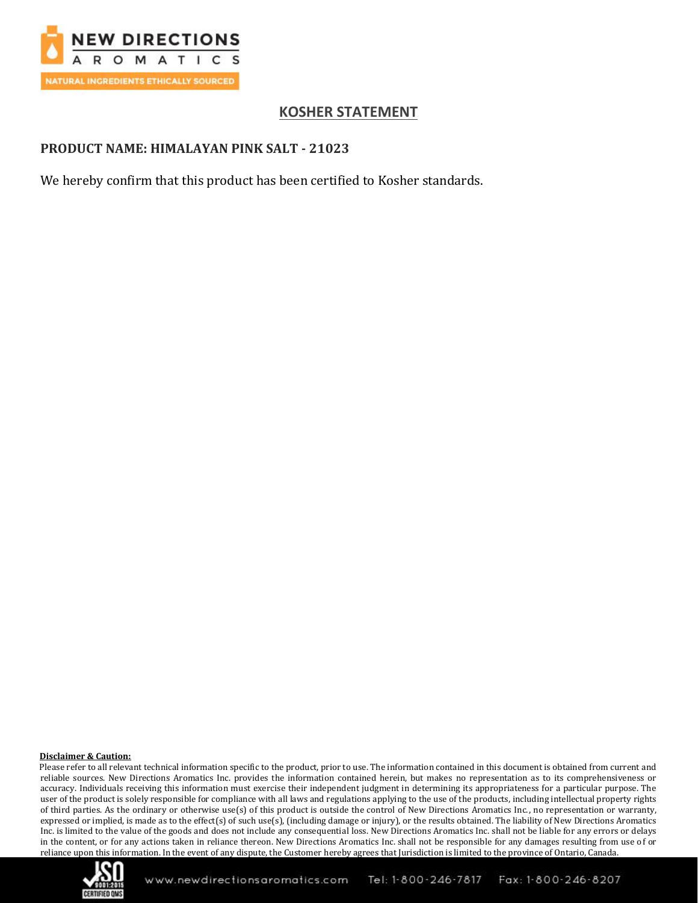# KOSHER STATEMENT

**PRODUCT NAME: HIMALAYAN PINK SALT - 21023**

We hereby confirm that this product has been certified to Kosher standards.

**Disclaimer & Caution:**

Please refer to all relevant technical information specific to the product, prior to use. The information contained in this document is obtained from current and reliable sources. New Directions Aromatics Inc. provides the information contained herein, but makes no representation as to its comprehensiveness or accuracy. Individuals receiving this information must exercise their independent judgment in determining its appropriateness for a particular purpose. The user of the product is solely responsible for compliance with all laws and regulations applying to the use of the products, including intellectual property rights of third parties. As the ordinary or otherwise use(s) of this product is outside the control of New Directions Aromatics Inc., no representation or warranty, expressed or implied, is made as to the effect(s) of such use(s), (including damage or injury), or the results obtained. The liability of New Directions Aromatics Inc. is limited to the value of the goods and does not include any consequential loss. New Directions Aromatics Inc. shall not be liable for any errors or delays in the content, or for any actions taken in reliance thereon. New Directions Aromatics Inc. shall not be responsible for any damages resulting from use of or reliance upon this information. In the event of any dispute, the Customer hereby agrees that Jurisdiction is limited to the province of Ontario, Canada.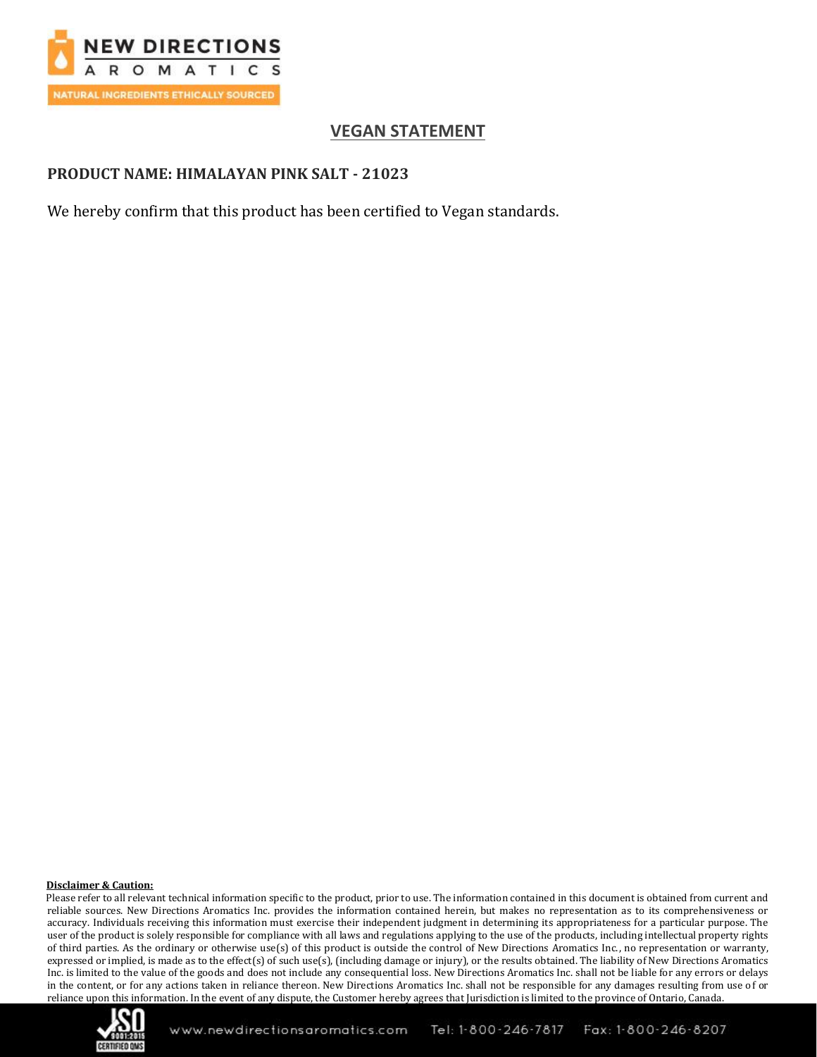# VEGAN STATEMENT

**PRODUCT NAME: HIMALAYAN PINK SALT - 21023**

We hereby confirm that this product has been certified to Vegan standards.

**Disclaimer & Caution:**

Please refer to all relevant technical information specific to the product, prior to use. The information contained in this document is obtained from current and reliable sources. New Directions Aromatics Inc. provides the information contained herein, but makes no representation as to its comprehensiveness or accuracy. Individuals receiving this information must exercise their independent judgment in determining its appropriateness for a particular purpose. The user of the product is solely responsible for compliance with all laws and regulations applying to the use of the products, including intellectual property rights of third parties. As the ordinary or otherwise use(s) of this product is outside the control of New Directions Aromatics Inc., no representation or warranty, expressed or implied, is made as to the effect(s) of such use(s), (including damage or injury), or the results obtained. The liability of New Directions Aromatics Inc. is limited to the value of the goods and does not include any consequential loss. New Directions Aromatics Inc. shall not be liable for any errors or delays in the content, or for any actions taken in reliance thereon. New Directions Aromatics Inc. shall not be responsible for any damages resulting from use of or reliance upon this information. In the event of any dispute, the Customer hereby agrees that Jurisdiction is limited to the province of Ontario, Canada.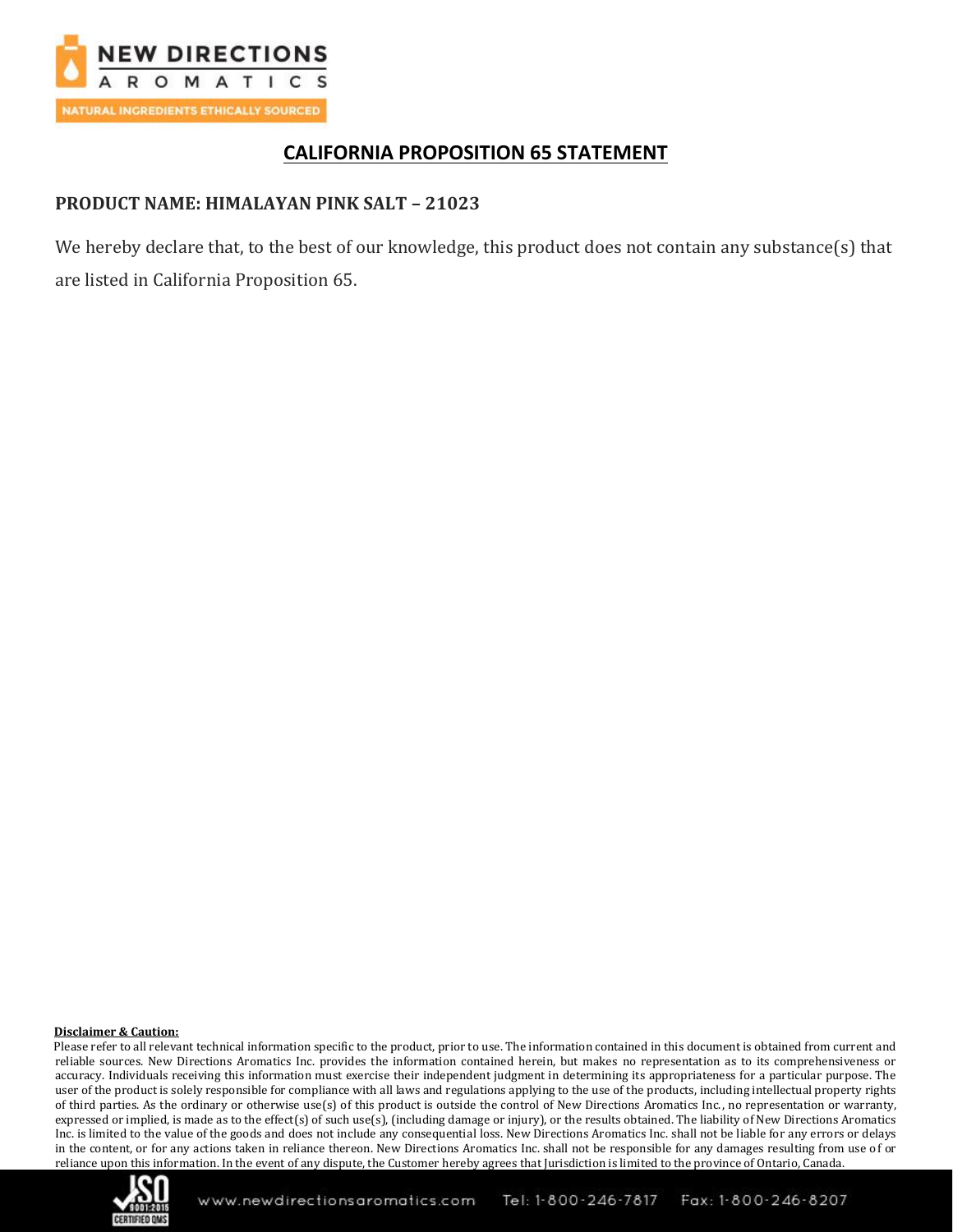## CALIFORNIA PROPOSITION 65 STATEMENT

**PRODUCT NAME: HIMALAYAN PINK SALT – 21023**

We hereby declare that, to the best of our knowledge, this product does not contain any substance(s) that are listed in California Proposition 65.

**Disclaimer & Caution:**

Please refer to all relevant technical information specific to the product, prior to use. The information contained in this document is obtained from current and reliable sources. New Directions Aromatics Inc. provides the information contained herein, but makes no representation as to its comprehensiveness or accuracy. Individuals receiving this information must exercise their independent judgment in determining its appropriateness for a particular purpose. The user of the product is solely responsible for compliance with all laws and regulations applying to the use of the products, including intellectual property rights of third parties. As the ordinary or otherwise use(s) of this product is outside the control of New Directions Aromatics Inc., no representation or warranty, expressed or implied, is made as to the effect(s) of such use(s), (including damage or injury), or the results obtained. The liability of New Directions Aromatics Inc. is limited to the value of the goods and does not include any consequential loss. New Directions Aromatics Inc. shall not be liable for any errors or delays in the content, or for any actions taken in reliance thereon. New Directions Aromatics Inc. shall not be responsible for any damages resulting from use of or reliance upon this information. In the event of any dispute, the Customer hereby agrees that Jurisdiction is limited to the province of Ontario, Canada.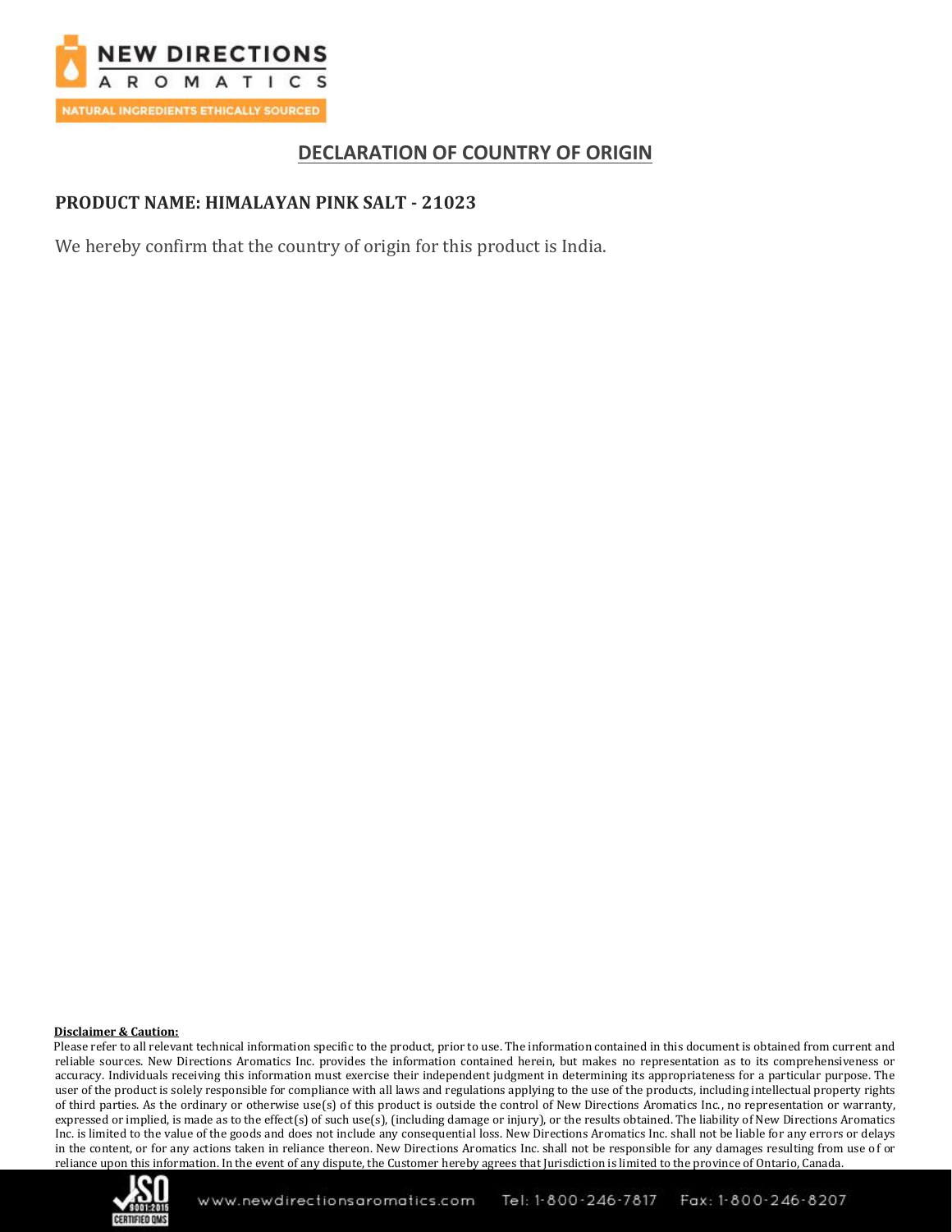# DECLARATION OF COUNTRY OF ORIGIN

**PRODUCT NAME: HIMALAYAN PINK SALT - 21023**

We hereby confirm that the country of origin for this product is India.

**Disclaimer & Caution:**

Please refer to all relevant technical information specific to the product, prior to use. The information contained in this document is obtained from current and reliable sources. New Directions Aromatics Inc. provides the information contained herein, but makes no representation as to its comprehensiveness or accuracy. Individuals receiving this information must exercise their independent judgment in determining its appropriateness for a particular purpose. The user of the product is solely responsible for compliance with all laws and regulations applying to the use of the products, including intellectual property rights of third parties. As the ordinary or otherwise use(s) of this product is outside the control of New Directions Aromatics Inc., no representation or warranty, expressed or implied, is made as to the effect(s) of such use(s), (including damage or injury), or the results obtained. The liability of New Directions Aromatics Inc. is limited to the value of the goods and does not include any consequential loss. New Directions Aromatics Inc. shall not be liable for any errors or delays in the content, or for any actions taken in reliance thereon. New Directions Aromatics Inc. shall not be responsible for any damages resulting from use of or reliance upon this information. In the event of any dispute, the Customer hereby agrees that Jurisdiction is limited to the province of Ontario, Canada.